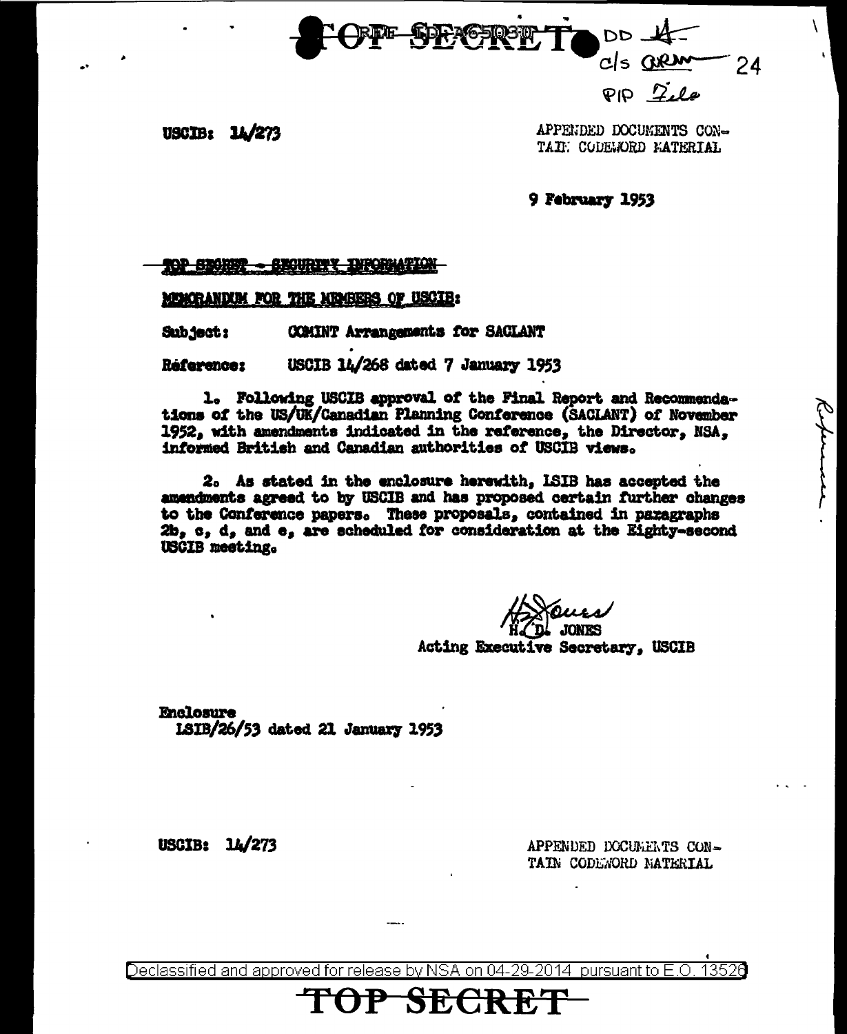TOP SECRET DD 4
C/S ARM 24
PIP File

USCIB: 14/273

APPENDED DOCUMENTS CONTAIN CODEWORD MATERIAL

9 February 1953

TOP SECRET - SECURITY INFORMATION

MEMORANDUM FOR THE MEMBERS OF USCIB:

Subject: COMINT Arrangements for SACLANT

Reference: USCIB 14/268 dated 7 January 1953

1. Following USCIB approval of the Final Report and Recommendations of the US/UK/Canadian Planning Conference (SACLANT) of November 1952, with amendments indicated in the reference, the Director, NSA, informed British and Canadian authorities of USCIB views.

2. As stated in the enclosure herewith, LSIB has accepted the amendments agreed to by USCIB and has proposed certain further changes to the Conference papers. These proposals, contained in paragraphs 2b, c, d, and e, are scheduled for consideration at the Eighty-second USCIB meeting.

H. D. JONES
Acting Executive Secretary, USCIB

Enclosure
LSIB/26/53 dated 21 January 1953

USCIB: 14/273

APPENDED DOCUMENTS CONTAIN CODEWORD MATERIAL

Declassified and approved for release by NSA on 04-29-2014 pursuant to E.O. 13526

TOP SECRET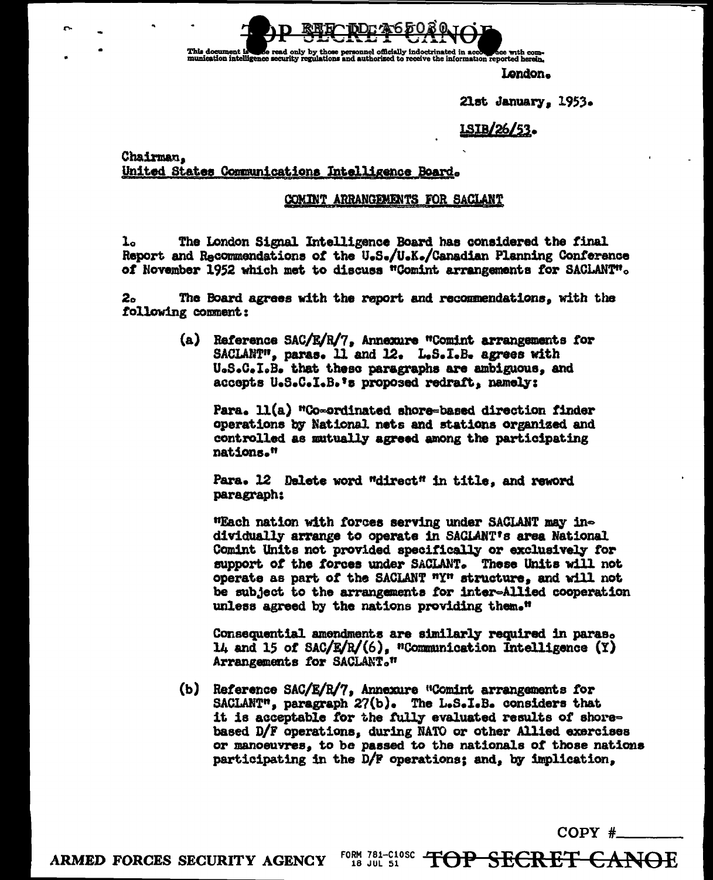This document is to be read only by those personnel officially indoctrinated in accordance with communication intelligence security regulations and authorized to receive the information reported herein.

London.

21st January, 1953.

LSIB/26/53.

Chairman,
United States Communications Intelligence Board.

## COMINT ARRANGEMENTS FOR SACLANT

1. The London Signal Intelligence Board has considered the final Report and Recommendations of the U.S./U.K./Canadian Planning Conference of November 1952 which met to discuss "Comint arrangements for SACLANT".

2. The Board agrees with the report and recommendations, with the following comment:

(a) Reference SAC/E/R/7, Annexure "Comint arrangements for SACLANT", paras. 11 and 12. L.S.I.B. agrees with U.S.C.I.B. that these paragraphs are ambiguous, and accepts U.S.C.I.B.'s proposed redraft, namely:

Para. 11(a) "Co-ordinated shore-based direction finder operations by National nets and stations organized and controlled as mutually agreed among the participating nations."

Para. 12 Delete word "direct" in title, and reword paragraph:

"Each nation with forces serving under SACLANT may individually arrange to operate in SACLANT's area National Comint Units not provided specifically or exclusively for support of the forces under SACLANT. These Units will not operate as part of the SACLANT "Y" structure, and will not be subject to the arrangements for inter-Allied cooperation unless agreed by the nations providing them."

Consequential amendments are similarly required in paras. 14 and 15 of SAC/E/R/(6), "Communication Intelligence (Y) Arrangements for SACLANT."

(b) Reference SAC/E/R/7, Annexure "Comint arrangements for SACLANT", paragraph 27(b). The L.S.I.B. considers that it is acceptable for the fully evaluated results of shore-based D/F operations, during NATO or other Allied exercises or manoeuvres, to be passed to the nationals of those nations participating in the D/F operations; and, by implication,

COPY #\_\_\_\_\_\_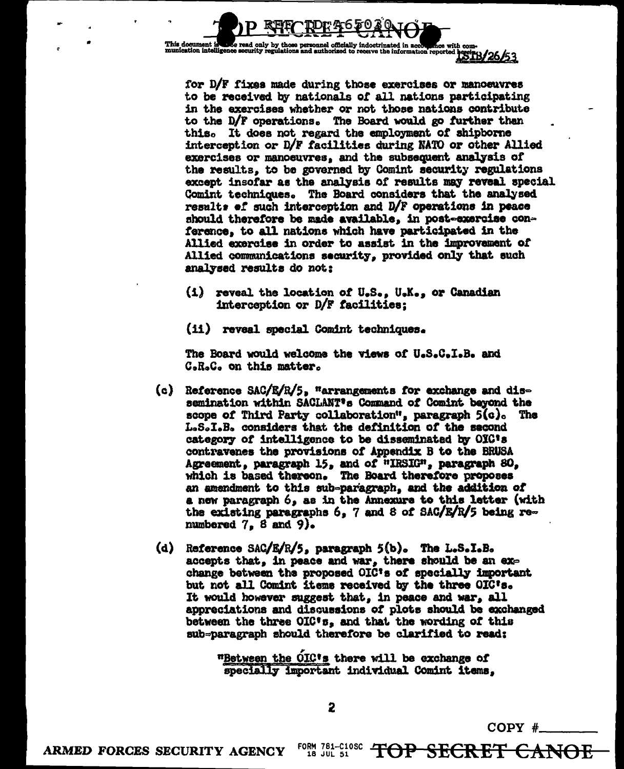for D/F fixes made during those exercises or manoeuvres to be received by nationals of all nations participating in the exercises whether or not those nations contribute to the D/F operations. The Board would go further than this. It does not regard the employment of shipborne interception or D/F facilities during NATO or other Allied exercises or manoeuvres, and the subsequent analysis of the results, to be governed by Comint security regulations except insofar as the analysis of results may reveal special Comint techniques. The Board considers that the analysed results of such interception and D/F operations in peace should therefore be made available, in post-exercise conference, to all nations which have participated in the Allied exercise in order to assist in the improvement of Allied communications security, provided only that such analysed results do not:

(i) reveal the location of U.S., U.K., or Canadian interception or D/F facilities;

(ii) reveal special Comint techniques.

The Board would welcome the views of U.S.C.I.B. and C.R.C. on this matter.

(c) Reference SAC/E/R/5, "arrangements for exchange and dissemination within SACLANT's Command of Comint beyond the scope of Third Party collaboration", paragraph 5(c). The L.S.I.B. considers that the definition of the second category of intelligence to be disseminated by OIC's contravenes the provisions of Appendix B to the BRUSA Agreement, paragraph 15, and of "IRSIG", paragraph 80, which is based thereon. The Board therefore proposes an amendment to this sub-paragraph, and the addition of a new paragraph 6, as in the Annexure to this letter (with the existing paragraphs 6, 7 and 8 of SAC/E/R/5 being renumbered 7, 8 and 9).

(d) Reference SAC/E/R/5, paragraph 5(b). The L.S.I.B. accepts that, in peace and war, there should be an exchange between the proposed OIC's of specially important but not all Comint items received by the three OIC's. It would however suggest that, in peace and war, all appreciations and discussions of plots should be exchanged between the three OIC's, and that the wording of this sub-paragraph should therefore be clarified to read:

> "Between the OIC's there will be exchange of specially important individual Comint items,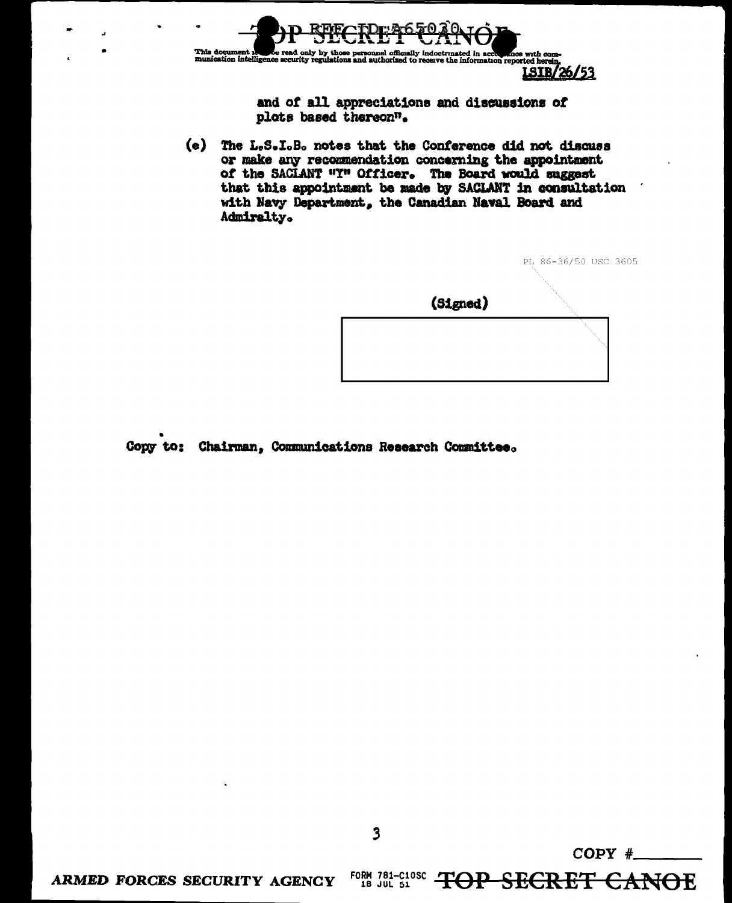LSIB/26/53

and of all appreciations and discussions of plots based thereon".

(e) The L.S.I.B. notes that the Conference did not discuss or make any recommendation concerning the appointment of the SACLANT "Y" Officer. The Board would suggest that this appointment be made by SACLANT in consultation with Navy Department, the Canadian Naval Board and Admiralty.

PL 86-36/50 USC 3605

(Signed)

Copy to: Chairman, Communications Research Committee.

COPY #\_\_\_\_\_\_\_\_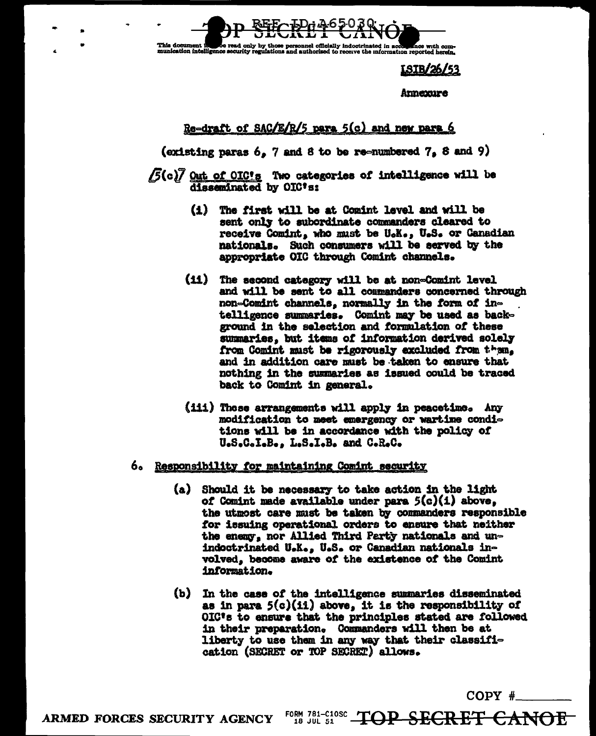TOP SECRET CANOE

This document is to be read only by those personnel officially indoctrinated in accordance with communication intelligence security regulations and authorised to receive the information reported herein.

LSIB/26/53

Annexure

Re-draft of SAC/E/R/5 para 5(c) and new para 6

(existing paras 6, 7 and 8 to be re-numbered 7, 8 and 9)

[5(c)] Out of OIC's Two categories of intelligence will be disseminated by OIC's:

(i) The first will be at Comint level and will be sent only to subordinate commanders cleared to receive Comint, who must be U.K., U.S. or Canadian nationals. Such consumers will be served by the appropriate OIC through Comint channels.

(ii) The second category will be at non-Comint level and will be sent to all commanders concerned through non-Comint channels, normally in the form of intelligence summaries. Comint may be used as background in the selection and formulation of these summaries, but items of information derived solely from Comint must be rigorously excluded from them, and in addition care must be taken to ensure that nothing in the summaries as issued could be traced back to Comint in general.

(iii) These arrangements will apply in peacetime. Any modification to meet emergency or wartime conditions will be in accordance with the policy of U.S.C.I.B., L.S.I.B. and C.R.C.

6. Responsibility for maintaining Comint security

(a) Should it be necessary to take action in the light of Comint made available under para 5(c)(i) above, the utmost care must be taken by commanders responsible for issuing operational orders to ensure that neither the enemy, nor Allied Third Party nationals and unindoctrinated U.K., U.S. or Canadian nationals involved, become aware of the existence of the Comint information.

(b) In the case of the intelligence summaries disseminated as in para 5(c)(ii) above, it is the responsibility of OIC's to ensure that the principles stated are followed in their preparation. Commanders will then be at liberty to use them in any way that their classification (SECRET or TOP SECRET) allows.

COPY #\_\_\_\_\_\_\_\_

ARMED FORCES SECURITY AGENCY FORM 781-C10SC 18 JUL 51 TOP SECRET CANOE